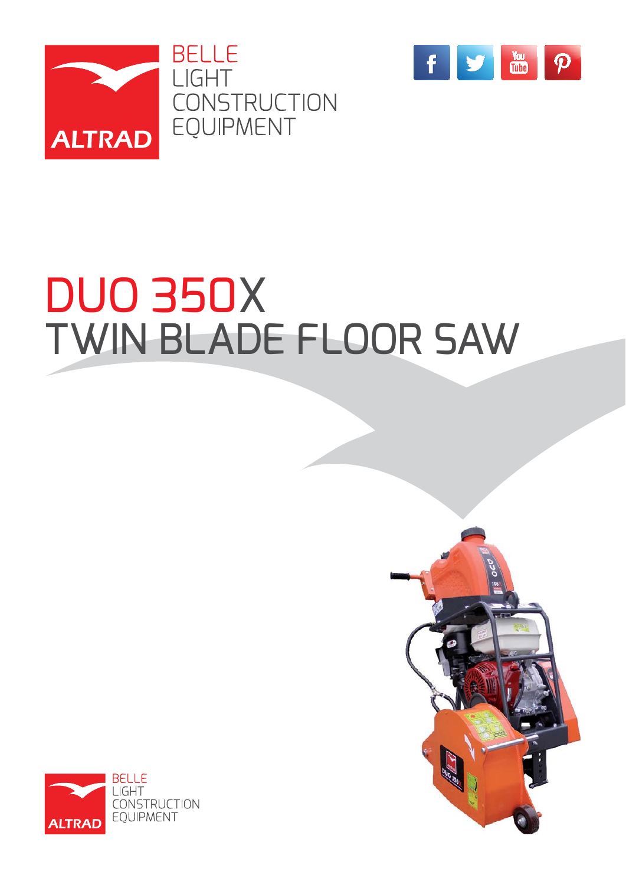BELLE
LIGHT
CONSTRUCTION
EQUIPMENT

# DUO 350X
# TWIN BLADE FLOOR SAW

BELLE
LIGHT
CONSTRUCTION
EQUIPMENT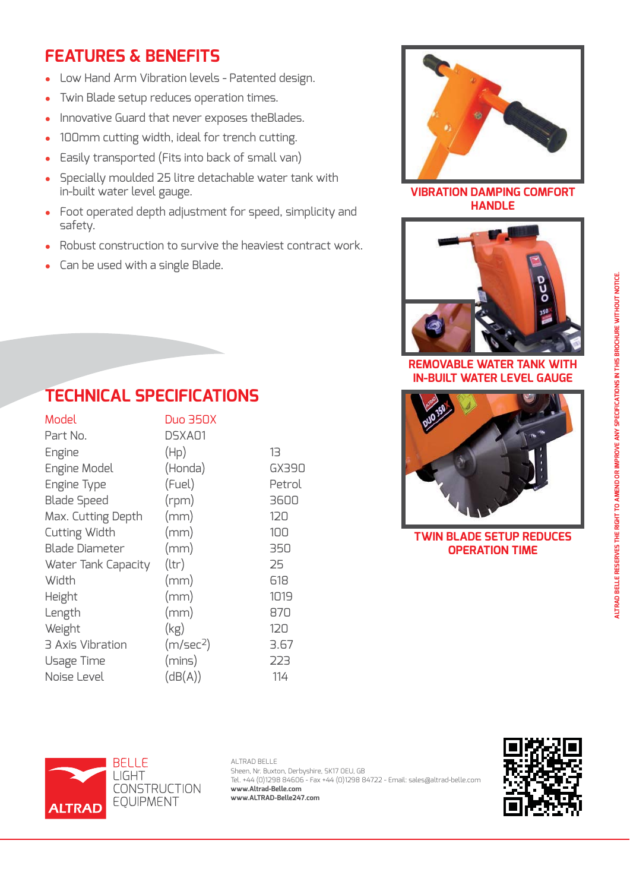## FEATURES & BENEFITS

- Low Hand Arm Vibration levels - Patented design.
- Twin Blade setup reduces operation times.
- Innovative Guard that never exposes theBlades.
- 100mm cutting width, ideal for trench cutting.
- Easily transported (Fits into back of small van)
- Specially moulded 25 litre detachable water tank with in-built water level gauge.
- Foot operated depth adjustment for speed, simplicity and safety.
- Robust construction to survive the heaviest contract work.
- Can be used with a single Blade.

VIBRATION DAMPING COMFORT HANDLE

REMOVABLE WATER TANK WITH IN-BUILT WATER LEVEL GAUGE

TWIN BLADE SETUP REDUCES OPERATION TIME

## TECHNICAL SPECIFICATIONS

| Model | Duo 350X | |
|---|---|---|
| Part No. | DSXA01 | |
| Engine | (Hp) | 13 |
| Engine Model | (Honda) | GX390 |
| Engine Type | (Fuel) | Petrol |
| Blade Speed | (rpm) | 3600 |
| Max. Cutting Depth | (mm) | 120 |
| Cutting Width | (mm) | 100 |
| Blade Diameter | (mm) | 350 |
| Water Tank Capacity | (ltr) | 25 |
| Width | (mm) | 618 |
| Height | (mm) | 1019 |
| Length | (mm) | 870 |
| Weight | (kg) | 120 |
| 3 Axis Vibration | ($m/sec^2$) | 3.67 |
| Usage Time | (mins) | 223 |
| Noise Level | (dB(A)) | 114 |

ALTRAD BELLE RESERVES THE RIGHT TO AMEND OR IMPROVE ANY SPECIFICATIONS IN THIS BROCHURE WITHOUT NOTICE.

ALTRAD BELLE LIGHT CONSTRUCTION EQUIPMENT

ALTRAD BELLE
Sheen, Nr. Buxton, Derbyshire, SK17 0EU, GB
Tel. +44 (0)1298 84606 - Fax +44 (0)1298 84722 - Email: sales@altrad-belle.com
**www.Altrad-Belle.com**
**www.ALTRAD-Belle247.com**